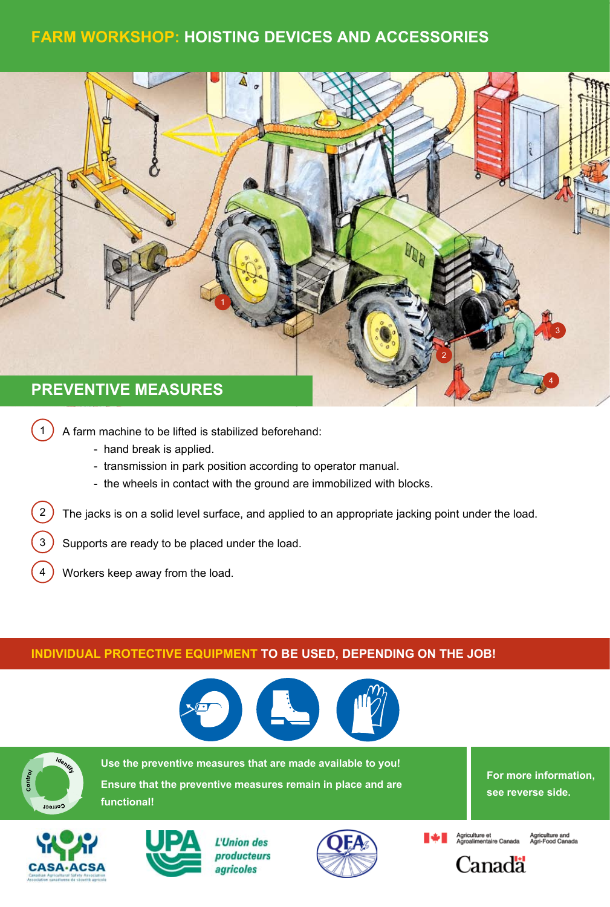# FARM WORKSHOP: HOISTING DEVICES AND ACCESSORIES

## PREVENTIVE MEASURES

1. A farm machine to be lifted is stabilized beforehand:
   - hand break is applied.
   - transmission in park position according to operator manual.
   - the wheels in contact with the ground are immobilized with blocks.
2. The jacks is on a solid level surface, and applied to an appropriate jacking point under the load.
3. Supports are ready to be placed under the load.
4. Workers keep away from the load.

## INDIVIDUAL PROTECTIVE EQUIPMENT TO BE USED, DEPENDING ON THE JOB!

**Use the preventive measures that are made available to you!**

**Ensure that the preventive measures remain in place and are functional!**

**For more information, see reverse side.**

CASA·ACSA — Canadian Agricultural Safety Association / Association canadienne de sécurité agricole

UPA — *L'Union des producteurs agricoles*

Agriculture et Agroalimentaire Canada — Agriculture and Agri-Food Canada

Canada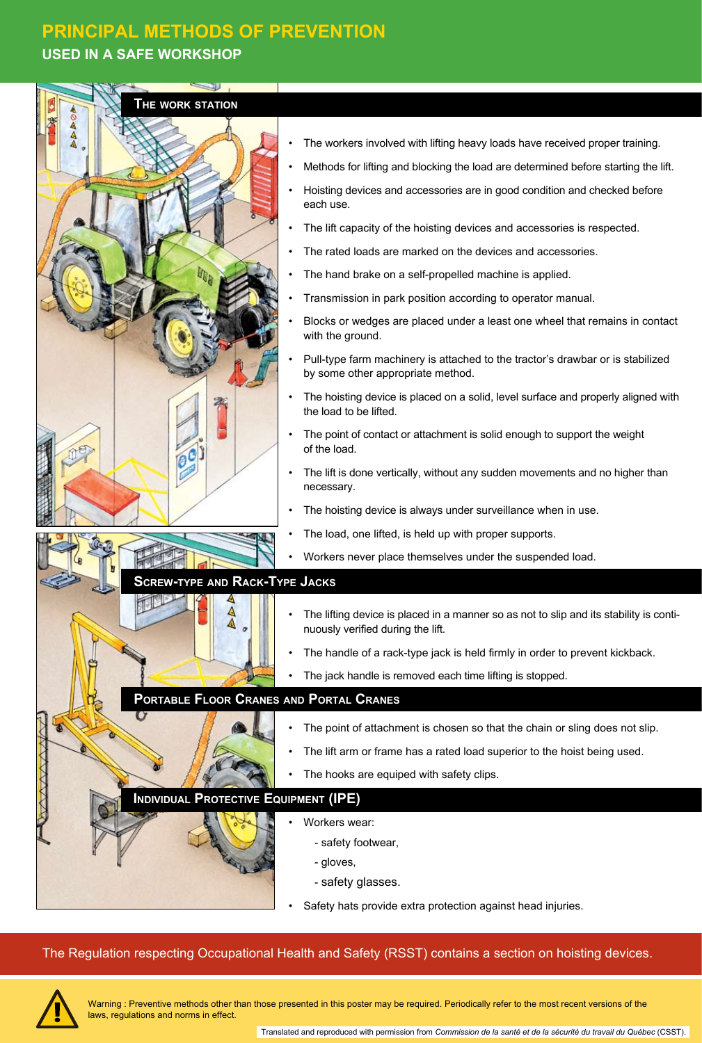# PRINCIPAL METHODS OF PREVENTION

## USED IN A SAFE WORKSHOP

### The Work Station

- The workers involved with lifting heavy loads have received proper training.
- Methods for lifting and blocking the load are determined before starting the lift.
- Hoisting devices and accessories are in good condition and checked before each use.
- The lift capacity of the hoisting devices and accessories is respected.
- The rated loads are marked on the devices and accessories.
- The hand brake on a self-propelled machine is applied.
- Transmission in park position according to operator manual.
- Blocks or wedges are placed under a least one wheel that remains in contact with the ground.
- Pull-type farm machinery is attached to the tractor's drawbar or is stabilized by some other appropriate method.
- The hoisting device is placed on a solid, level surface and properly aligned with the load to be lifted.
- The point of contact or attachment is solid enough to support the weight of the load.
- The lift is done vertically, without any sudden movements and no higher than necessary.
- The hoisting device is always under surveillance when in use.
- The load, one lifted, is held up with proper supports.
- Workers never place themselves under the suspended load.

### Screw-Type and Rack-Type Jacks

- The lifting device is placed in a manner so as not to slip and its stability is continuously verified during the lift.
- The handle of a rack-type jack is held firmly in order to prevent kickback.
- The jack handle is removed each time lifting is stopped.

### Portable Floor Cranes and Portal Cranes

- The point of attachment is chosen so that the chain or sling does not slip.
- The lift arm or frame has a rated load superior to the hoist being used.
- The hooks are equiped with safety clips.

### Individual Protective Equipment (IPE)

- Workers wear:
  - safety footwear,
  - gloves,
  - safety glasses.
- Safety hats provide extra protection against head injuries.

The Regulation respecting Occupational Health and Safety (RSST) contains a section on hoisting devices.

Warning : Preventive methods other than those presented in this poster may be required. Periodically refer to the most recent versions of the laws, regulations and norms in effect.

Translated and reproduced with permission from *Commission de la santé et de la sécurité du travail du Québec* (CSST).